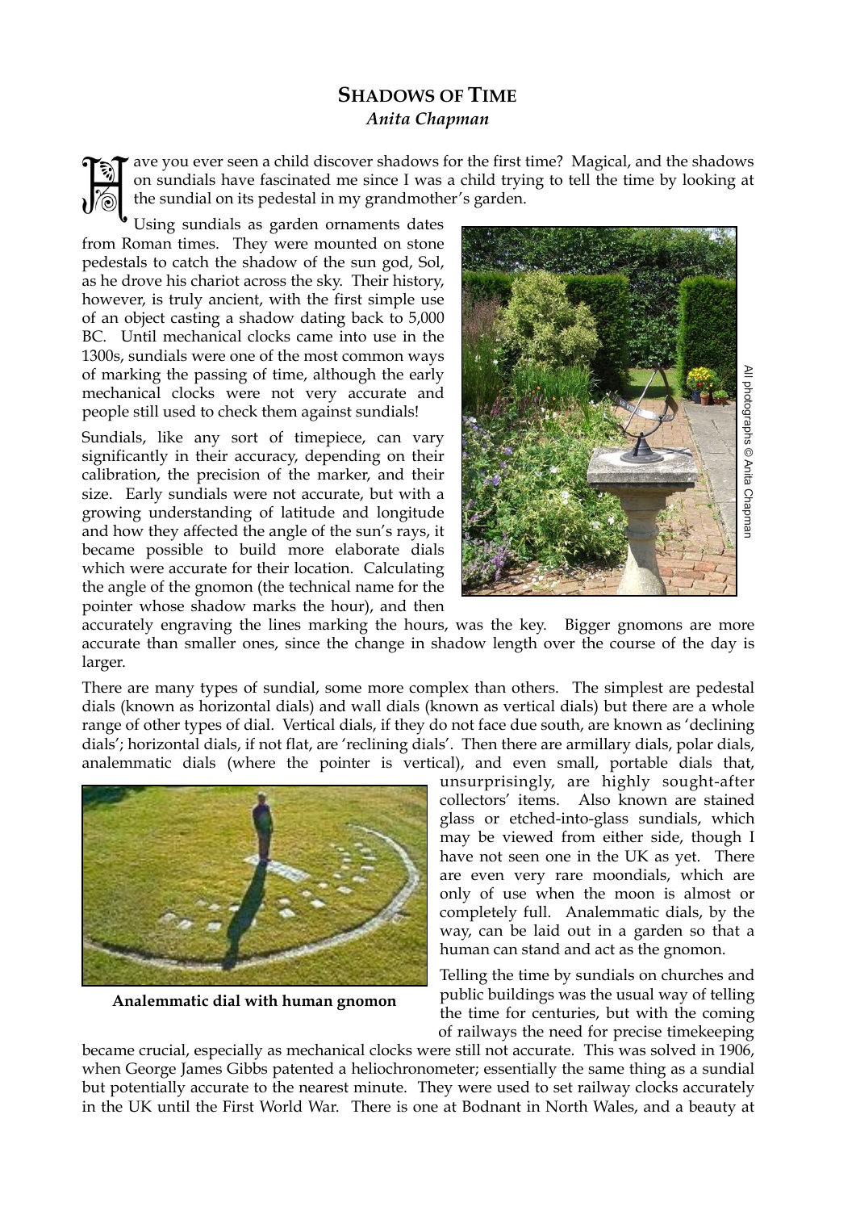## SHADOWS OF TIME

*Anita Chapman*

Have you ever seen a child discover shadows for the first time? Magical, and the shadows on sundials have fascinated me since I was a child trying to tell the time by looking at the sundial on its pedestal in my grandmother's garden.

Using sundials as garden ornaments dates from Roman times. They were mounted on stone pedestals to catch the shadow of the sun god, Sol, as he drove his chariot across the sky. Their history, however, is truly ancient, with the first simple use of an object casting a shadow dating back to 5,000 BC. Until mechanical clocks came into use in the 1300s, sundials were one of the most common ways of marking the passing of time, although the early mechanical clocks were not very accurate and people still used to check them against sundials!

All photographs © Anita Chapman

Sundials, like any sort of timepiece, can vary significantly in their accuracy, depending on their calibration, the precision of the marker, and their size. Early sundials were not accurate, but with a growing understanding of latitude and longitude and how they affected the angle of the sun's rays, it became possible to build more elaborate dials which were accurate for their location. Calculating the angle of the gnomon (the technical name for the pointer whose shadow marks the hour), and then accurately engraving the lines marking the hours, was the key. Bigger gnomons are more accurate than smaller ones, since the change in shadow length over the course of the day is larger.

There are many types of sundial, some more complex than others. The simplest are pedestal dials (known as horizontal dials) and wall dials (known as vertical dials) but there are a whole range of other types of dial. Vertical dials, if they do not face due south, are known as 'declining dials'; horizontal dials, if not flat, are 'reclining dials'. Then there are armillary dials, polar dials, analemmatic dials (where the pointer is vertical), and even small, portable dials that, unsurprisingly, are highly sought-after collectors' items. Also known are stained glass or etched-into-glass sundials, which may be viewed from either side, though I have not seen one in the UK as yet. There are even very rare moondials, which are only of use when the moon is almost or completely full. Analemmatic dials, by the way, can be laid out in a garden so that a human can stand and act as the gnomon.

**Analemmatic dial with human gnomon**

Telling the time by sundials on churches and public buildings was the usual way of telling the time for centuries, but with the coming of railways the need for precise timekeeping became crucial, especially as mechanical clocks were still not accurate. This was solved in 1906, when George James Gibbs patented a heliochronometer; essentially the same thing as a sundial but potentially accurate to the nearest minute. They were used to set railway clocks accurately in the UK until the First World War. There is one at Bodnant in North Wales, and a beauty at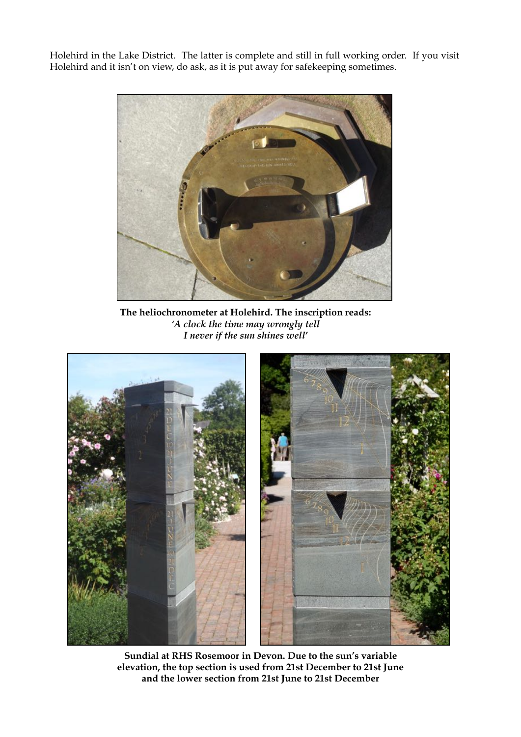Holehird in the Lake District. The latter is complete and still in full working order. If you visit Holehird and it isn't on view, do ask, as it is put away for safekeeping sometimes.

**The heliochronometer at Holehird. The inscription reads:**
***'A clock the time may wrongly tell***
***I never if the sun shines well'***

**Sundial at RHS Rosemoor in Devon. Due to the sun's variable elevation, the top section is used from 21st December to 21st June and the lower section from 21st June to 21st December**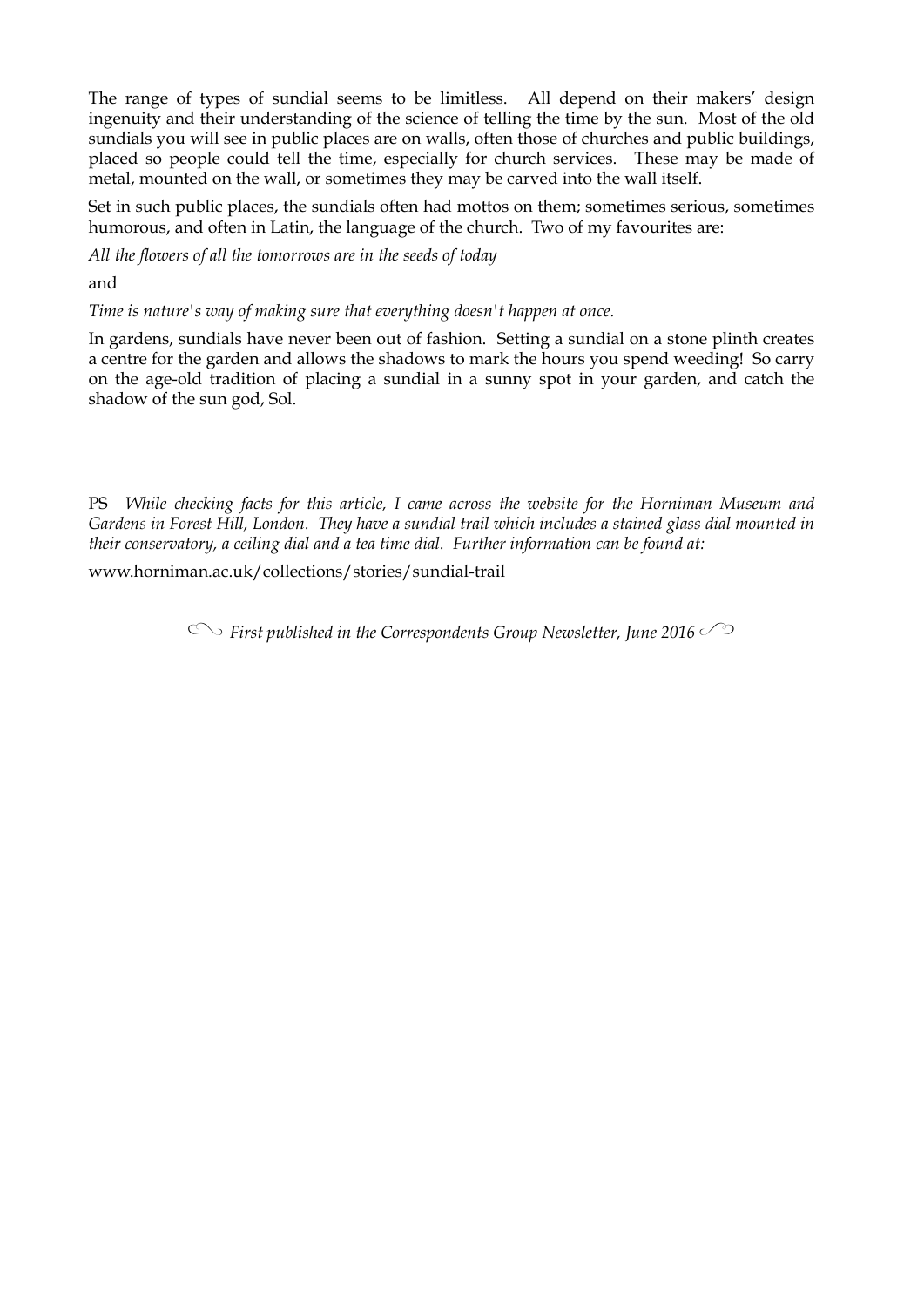The range of types of sundial seems to be limitless. All depend on their makers' design ingenuity and their understanding of the science of telling the time by the sun. Most of the old sundials you will see in public places are on walls, often those of churches and public buildings, placed so people could tell the time, especially for church services. These may be made of metal, mounted on the wall, or sometimes they may be carved into the wall itself.

Set in such public places, the sundials often had mottos on them; sometimes serious, sometimes humorous, and often in Latin, the language of the church. Two of my favourites are:

*All the flowers of all the tomorrows are in the seeds of today*

and

*Time is nature's way of making sure that everything doesn't happen at once.*

In gardens, sundials have never been out of fashion. Setting a sundial on a stone plinth creates a centre for the garden and allows the shadows to mark the hours you spend weeding! So carry on the age-old tradition of placing a sundial in a sunny spot in your garden, and catch the shadow of the sun god, Sol.

PS *While checking facts for this article, I came across the website for the Horniman Museum and Gardens in Forest Hill, London. They have a sundial trail which includes a stained glass dial mounted in their conservatory, a ceiling dial and a tea time dial. Further information can be found at:*

www.horniman.ac.uk/collections/stories/sundial-trail

*First published in the Correspondents Group Newsletter, June 2016*